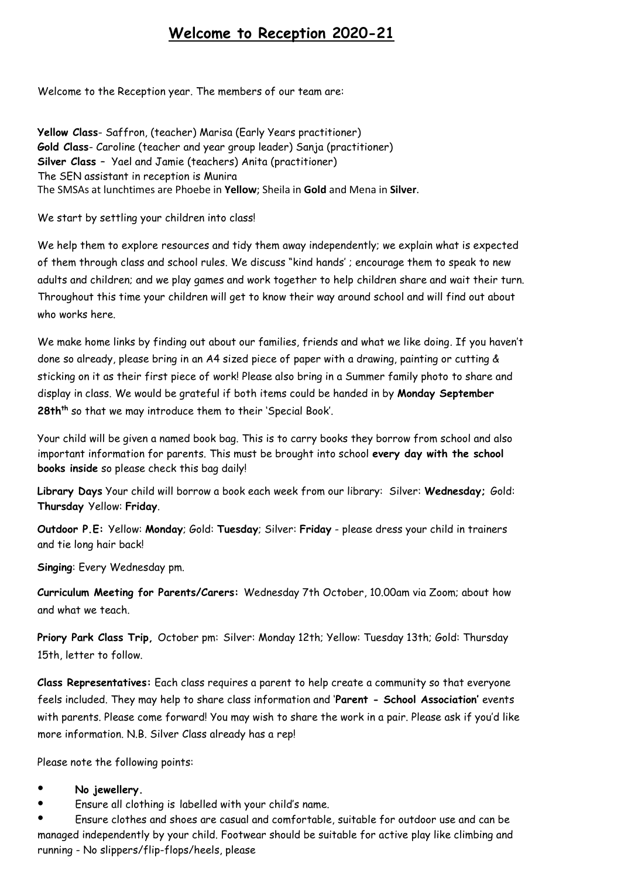# Welcome to Reception 2020-21

Welcome to the Reception year. The members of our team are:

**Yellow Class**- Saffron, (teacher) Marisa (Early Years practitioner)
**Gold Class**- Caroline (teacher and year group leader) Sanja (practitioner)
**Silver Class –** Yael and Jamie (teachers) Anita (practitioner)
The SEN assistant in reception is Munira
The SMSAs at lunchtimes are Phoebe in **Yellow**; Sheila in **Gold** and Mena in **Silver**.

We start by settling your children into class!

We help them to explore resources and tidy them away independently; we explain what is expected of them through class and school rules. We discuss "kind hands' ; encourage them to speak to new adults and children; and we play games and work together to help children share and wait their turn. Throughout this time your children will get to know their way around school and will find out about who works here.

We make home links by finding out about our families, friends and what we like doing. If you haven't done so already, please bring in an A4 sized piece of paper with a drawing, painting or cutting & sticking on it as their first piece of work! Please also bring in a Summer family photo to share and display in class. We would be grateful if both items could be handed in by **Monday September 28th[th]** so that we may introduce them to their 'Special Book'.

Your child will be given a named book bag. This is to carry books they borrow from school and also important information for parents. This must be brought into school **every day with the school books inside** so please check this bag daily!

**Library Days** Your child will borrow a book each week from our library: Silver: **Wednesday;** Gold: **Thursday** Yellow: **Friday**.

**Outdoor P.E:** Yellow: **Monday**; Gold: **Tuesday**; Silver: **Friday** - please dress your child in trainers and tie long hair back!

**Singing**: Every Wednesday pm.

**Curriculum Meeting for Parents/Carers:** Wednesday 7th October, 10.00am via Zoom; about how and what we teach.

**Priory Park Class Trip,** October pm: Silver: Monday 12th; Yellow: Tuesday 13th; Gold: Thursday 15th, letter to follow.

**Class Representatives:** Each class requires a parent to help create a community so that everyone feels included. They may help to share class information and '**Parent - School Association'** events with parents. Please come forward! You may wish to share the work in a pair. Please ask if you'd like more information. N.B. Silver Class already has a rep!

Please note the following points:

- **No jewellery.**
- Ensure all clothing is labelled with your child's name.
- Ensure clothes and shoes are casual and comfortable, suitable for outdoor use and can be managed independently by your child. Footwear should be suitable for active play like climbing and running - No slippers/flip-flops/heels, please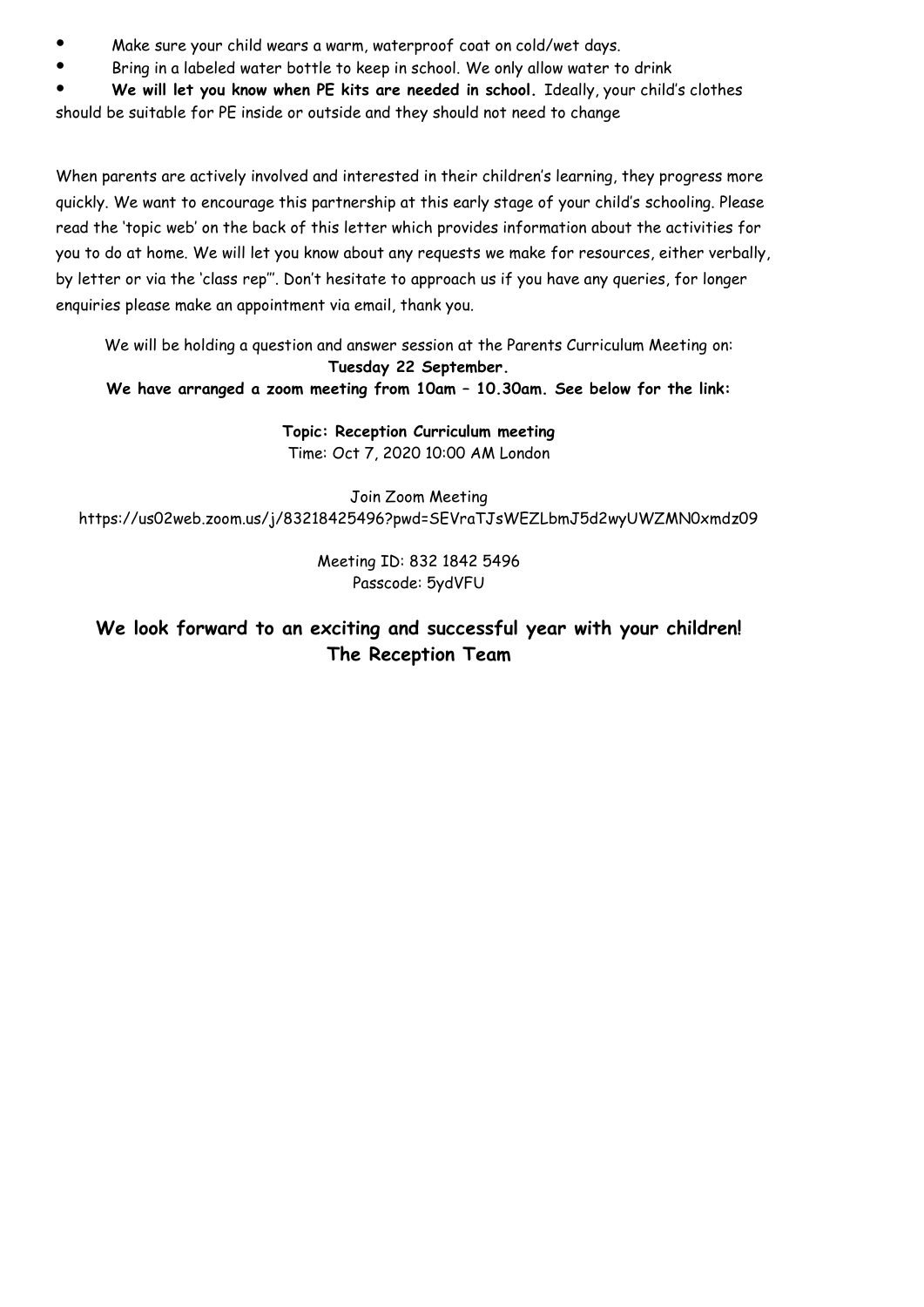- Make sure your child wears a warm, waterproof coat on cold/wet days.
- Bring in a labeled water bottle to keep in school. We only allow water to drink
- **We will let you know when PE kits are needed in school.** Ideally, your child's clothes should be suitable for PE inside or outside and they should not need to change

When parents are actively involved and interested in their children's learning, they progress more quickly. We want to encourage this partnership at this early stage of your child's schooling. Please read the 'topic web' on the back of this letter which provides information about the activities for you to do at home. We will let you know about any requests we make for resources, either verbally, by letter or via the 'class rep''. Don't hesitate to approach us if you have any queries, for longer enquiries please make an appointment via email, thank you.

We will be holding a question and answer session at the Parents Curriculum Meeting on:

**Tuesday 22 September.**

**We have arranged a zoom meeting from 10am – 10.30am. See below for the link:**

**Topic: Reception Curriculum meeting**

Time: Oct 7, 2020 10:00 AM London

Join Zoom Meeting

https://us02web.zoom.us/j/83218425496?pwd=SEVraTJsWEZLbmJ5d2wyUWZMN0xmdz09

Meeting ID: 832 1842 5496

Passcode: 5ydVFU

**We look forward to an exciting and successful year with your children!**

**The Reception Team**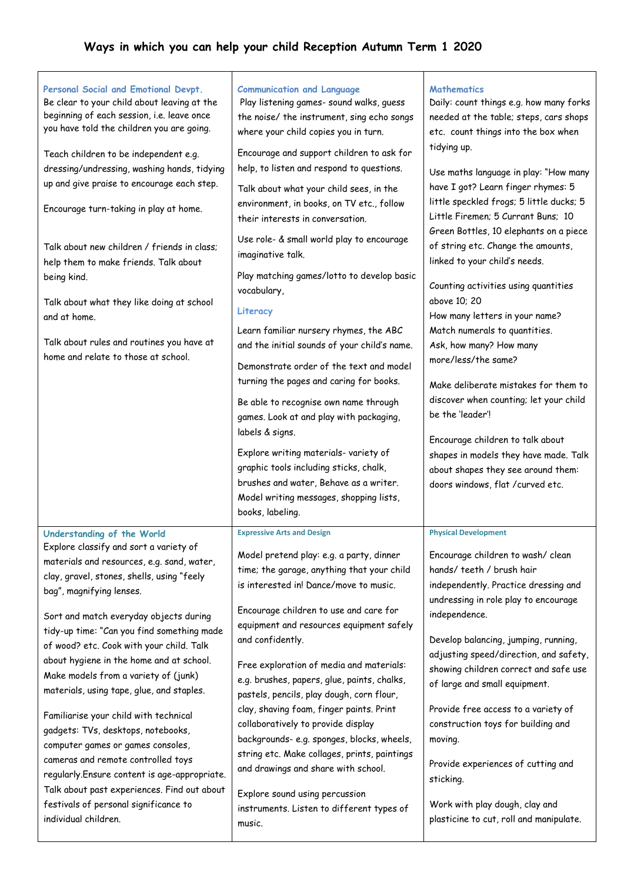# Ways in which you can help your child Reception Autumn Term 1 2020

### Personal Social and Emotional Devpt.

Be clear to your child about leaving at the beginning of each session, i.e. leave once you have told the children you are going.

Teach children to be independent e.g. dressing/undressing, washing hands, tidying up and give praise to encourage each step.

Encourage turn-taking in play at home.

Talk about new children / friends in class; help them to make friends. Talk about being kind.

Talk about what they like doing at school and at home.

Talk about rules and routines you have at home and relate to those at school.

### Communication and Language

Play listening games- sound walks, guess the noise/ the instrument, sing echo songs where your child copies you in turn.

Encourage and support children to ask for help, to listen and respond to questions.

Talk about what your child sees, in the environment, in books, on TV etc., follow their interests in conversation.

Use role- & small world play to encourage imaginative talk.

Play matching games/lotto to develop basic vocabulary,

### Literacy

Learn familiar nursery rhymes, the ABC and the initial sounds of your child's name.

Demonstrate order of the text and model turning the pages and caring for books.

Be able to recognise own name through games. Look at and play with packaging, labels & signs.

Explore writing materials- variety of graphic tools including sticks, chalk, brushes and water, Behave as a writer. Model writing messages, shopping lists, books, labeling.

### Mathematics

Daily: count things e.g. how many forks needed at the table; steps, cars shops etc. count things into the box when tidying up.

Use maths language in play: "How many have I got? Learn finger rhymes: 5 little speckled frogs; 5 little ducks; 5 Little Firemen; 5 Currant Buns; 10 Green Bottles, 10 elephants on a piece of string etc. Change the amounts, linked to your child's needs.

Counting activities using quantities above 10; 20
How many letters in your name?
Match numerals to quantities.
Ask, how many? How many more/less/the same?

Make deliberate mistakes for them to discover when counting; let your child be the 'leader'!

Encourage children to talk about shapes in models they have made. Talk about shapes they see around them: doors windows, flat /curved etc.

### Understanding of the World

Explore classify and sort a variety of materials and resources, e.g. sand, water, clay, gravel, stones, shells, using "feely bag", magnifying lenses.

Sort and match everyday objects during tidy-up time: "Can you find something made of wood? etc. Cook with your child. Talk about hygiene in the home and at school. Make models from a variety of (junk) materials, using tape, glue, and staples.

Familiarise your child with technical gadgets: TVs, desktops, notebooks, computer games or games consoles, cameras and remote controlled toys regularly.Ensure content is age-appropriate. Talk about past experiences. Find out about festivals of personal significance to individual children.

### Expressive Arts and Design

Model pretend play: e.g. a party, dinner time; the garage, anything that your child is interested in! Dance/move to music.

Encourage children to use and care for equipment and resources equipment safely and confidently.

Free exploration of media and materials: e.g. brushes, papers, glue, paints, chalks, pastels, pencils, play dough, corn flour, clay, shaving foam, finger paints. Print collaboratively to provide display backgrounds- e.g. sponges, blocks, wheels, string etc. Make collages, prints, paintings and drawings and share with school.

Explore sound using percussion instruments. Listen to different types of music.

### Physical Development

Encourage children to wash/ clean hands/ teeth / brush hair independently. Practice dressing and undressing in role play to encourage independence.

Develop balancing, jumping, running, adjusting speed/direction, and safety, showing children correct and safe use of large and small equipment.

Provide free access to a variety of construction toys for building and moving.

Provide experiences of cutting and sticking.

Work with play dough, clay and plasticine to cut, roll and manipulate.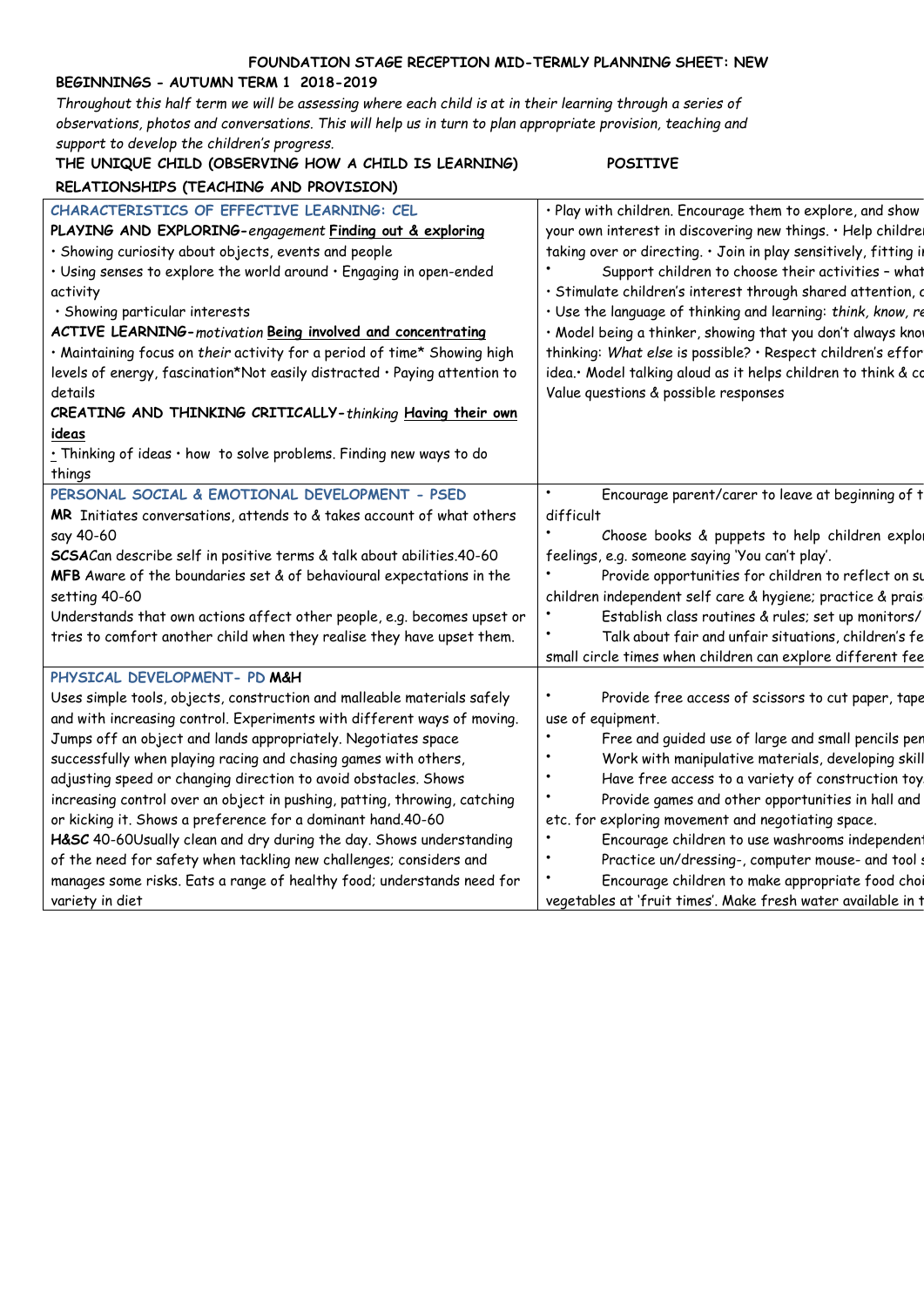**FOUNDATION STAGE RECEPTION MID-TERMLY PLANNING SHEET: NEW BEGINNINGS - AUTUMN TERM 1 2018-2019**

*Throughout this half term we will be assessing where each child is at in their learning through a series of observations, photos and conversations. This will help us in turn to plan appropriate provision, teaching and support to develop the children's progress.*

**THE UNIQUE CHILD (OBSERVING HOW A CHILD IS LEARNING) POSITIVE RELATIONSHIPS (TEACHING AND PROVISION)**

| | |
|---|---|
| **CHARACTERISTICS OF EFFECTIVE LEARNING: CEL**<br>**PLAYING AND EXPLORING-***engagement* **Finding out & exploring**<br>• Showing curiosity about objects, events and people<br>• Using senses to explore the world around • Engaging in open-ended activity<br>• Showing particular interests<br>**ACTIVE LEARNING-***motivation* **Being involved and concentrating**<br>• Maintaining focus on *their* activity for a period of time* Showing high levels of energy, fascination*Not easily distracted • Paying attention to details<br>**CREATING AND THINKING CRITICALLY-***thinking* **Having their own ideas**<br>• Thinking of ideas • how to solve problems. Finding new ways to do things | • Play with children. Encourage them to explore, and show your own interest in discovering new things. • Help childre taking over or directing. • Join in play sensitively, fitting i<br>• Support children to choose their activities – what<br>• Stimulate children's interest through shared attention, c<br>• Use the language of thinking and learning: *think, know, re*<br>• Model being a thinker, showing that you don't always kno thinking: *What else* is possible? • Respect children's effor idea.• Model talking aloud as it helps children to think & co Value questions & possible responses |
| **PERSONAL SOCIAL & EMOTIONAL DEVELOPMENT - PSED**<br>**MR** Initiates conversations, attends to & takes account of what others say 40-60<br>**SCSA**Can describe self in positive terms & talk about abilities.40-60<br>**MFB** Aware of the boundaries set & of behavioural expectations in the setting 40-60<br>Understands that own actions affect other people, e.g. becomes upset or tries to comfort another child when they realise they have upset them. | • Encourage parent/carer to leave at beginning of t difficult<br>• Choose books & puppets to help children explor feelings, e.g. someone saying 'You can't play'.<br>• Provide opportunities for children to reflect on su children independent self care & hygiene; practice & prais<br>• Establish class routines & rules; set up monitors/<br>• Talk about fair and unfair situations, children's fe small circle times when children can explore different fee |
| **PHYSICAL DEVELOPMENT- PD M&H**<br>Uses simple tools, objects, construction and malleable materials safely and with increasing control. Experiments with different ways of moving. Jumps off an object and lands appropriately. Negotiates space successfully when playing racing and chasing games with others, adjusting speed or changing direction to avoid obstacles. Shows increasing control over an object in pushing, patting, throwing, catching or kicking it. Shows a preference for a dominant hand.40-60<br>**H&SC** 40-60Usually clean and dry during the day. Shows understanding of the need for safety when tackling new challenges; considers and manages some risks. Eats a range of healthy food; understands need for variety in diet | • Provide free access of scissors to cut paper, tape use of equipment.<br>• Free and guided use of large and small pencils pen<br>• Work with manipulative materials, developing skill<br>• Have free access to a variety of construction toy<br>• Provide games and other opportunities in hall and etc. for exploring movement and negotiating space.<br>• Encourage children to use washrooms independen<br>• Practice un/dressing-, computer mouse- and tool s<br>• Encourage children to make appropriate food choi vegetables at 'fruit times'. Make fresh water available in t |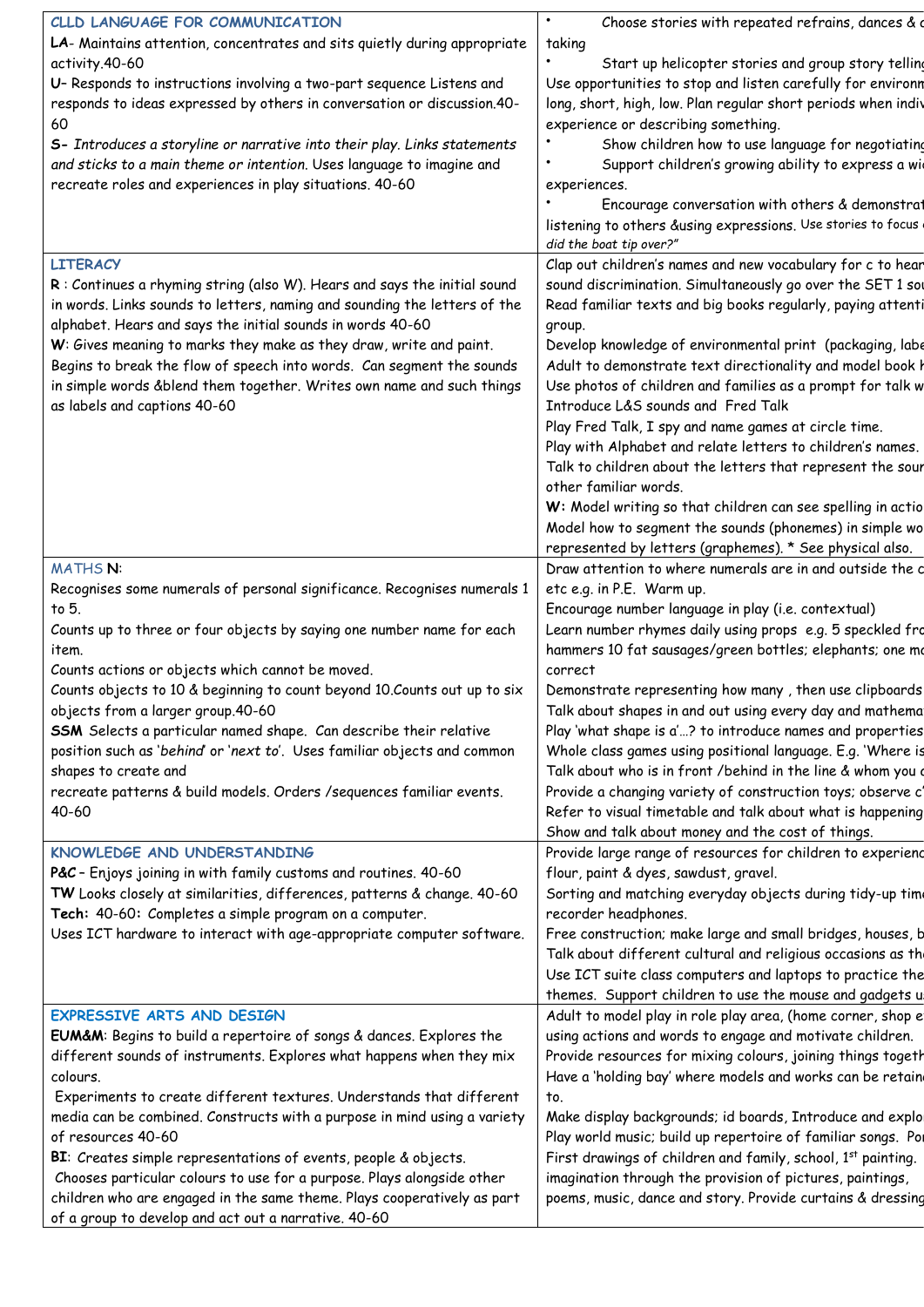| | |
|---|---|
| **CLLD LANGUAGE FOR COMMUNICATION**<br>**LA**- Maintains attention, concentrates and sits quietly during appropriate activity.40-60<br>**U**- Responds to instructions involving a two-part sequence Listens and responds to ideas expressed by others in conversation or discussion.40-60<br>**S**- *Introduces a storyline or narrative into their play. Links statements and sticks to a main theme or intention.* Uses language to imagine and recreate roles and experiences in play situations. 40-60 | • Choose stories with repeated refrains, dances & c<br>taking<br>• Start up helicopter stories and group story tellin<br>Use opportunities to stop and listen carefully for environ<br>long, short, high, low. Plan regular short periods when indi<br>experience or describing something.<br>• Show children how to use language for negotiatin<br>• Support children's growing ability to express a wi<br>experiences.<br>• Encourage conversation with others & demonstra<br>listening to others &using expressions. Use stories to focus<br>*did the boat tip over?"* |
| **LITERACY**<br>**R** : Continues a rhyming string (also W). Hears and says the initial sound in words. Links sounds to letters, naming and sounding the letters of the alphabet. Hears and says the initial sounds in words 40-60<br>**W**: Gives meaning to marks they make as they draw, write and paint. Begins to break the flow of speech into words. Can segment the sounds in simple words &blend them together. Writes own name and such things as labels and captions 40-60 | Clap out children's names and new vocabulary for c to hear<br>sound discrimination. Simultaneously go over the SET 1 sou<br>Read familiar texts and big books regularly, paying attenti<br>group.<br>Develop knowledge of environmental print (packaging, labe<br>Adult to demonstrate text directionality and model book h<br>Use photos of children and families as a prompt for talk w<br>Introduce L&S sounds and Fred Talk<br>Play Fred Talk, I spy and name games at circle time.<br>Play with Alphabet and relate letters to children's names.<br>Talk to children about the letters that represent the sou<br>other familiar words.<br>**W:** Model writing so that children can see spelling in actio<br>Model how to segment the sounds (phonemes) in simple wo<br>represented by letters (graphemes). * See physical also. |
| **MATHS N**:<br>Recognises some numerals of personal significance. Recognises numerals 1 to 5.<br>Counts up to three or four objects by saying one number name for each item.<br>Counts actions or objects which cannot be moved.<br>Counts objects to 10 & beginning to count beyond 10.Counts out up to six objects from a larger group.40-60<br>**SSM** Selects a particular named shape. Can describe their relative position such as '*behind*' or '*next to*'. Uses familiar objects and common shapes to create and<br>recreate patterns & build models. Orders /sequences familiar events. 40-60 | Draw attention to where numerals are in and outside the c<br>etc e.g. in P.E. Warm up.<br>Encourage number language in play (i.e. contextual)<br>Learn number rhymes daily using props e.g. 5 speckled fro<br>hammers 10 fat sausages/green bottles; elephants; one mo<br>correct<br>Demonstrate representing how many , then use clipboards<br>Talk about shapes in and out using every day and mathema<br>Play 'what shape is a'…? to introduce names and properties<br>Whole class games using positional language. E.g. 'Where is<br>Talk about who is in front /behind in the line & whom you c<br>Provide a changing variety of construction toys; observe c'<br>Refer to visual timetable and talk about what is happening<br>Show and talk about money and the cost of things. |
| **KNOWLEDGE AND UNDERSTANDING**<br>**P&C** – Enjoys joining in with family customs and routines. 40-60<br>**TW** Looks closely at similarities, differences, patterns & change. 40-60<br>**Tech:** 40-60**:** Completes a simple program on a computer.<br>Uses ICT hardware to interact with age-appropriate computer software. | Provide large range of resources for children to experienc<br>flour, paint & dyes, sawdust, gravel.<br>Sorting and matching everyday objects during tidy-up time<br>recorder headphones.<br>Free construction; make large and small bridges, houses, b<br>Talk about different cultural and religious occasions as th<br>Use ICT suite class computers and laptops to practice the<br>themes. Support children to use the mouse and gadgets u |
| **EXPRESSIVE ARTS AND DESIGN**<br>**EUM&M**: Begins to build a repertoire of songs & dances. Explores the different sounds of instruments. Explores what happens when they mix colours.<br>Experiments to create different textures. Understands that different media can be combined. Constructs with a purpose in mind using a variety of resources 40-60<br>**BI**: Creates simple representations of events, people & objects.<br>Chooses particular colours to use for a purpose. Plays alongside other children who are engaged in the same theme. Plays cooperatively as part of a group to develop and act out a narrative. 40-60 | Adult to model play in role play area, (home corner, shop e<br>using actions and words to engage and motivate children.<br>Provide resources for mixing colours, joining things togeth<br>Have a 'holding bay' where models and works can be retain<br>to.<br>Make display backgrounds; id boards, Introduce and explo<br>Play world music; build up repertoire of familiar songs. Po<br>First drawings of children and family, school, 1st painting.<br>imagination through the provision of pictures, paintings,<br>poems, music, dance and story. Provide curtains & dressin |